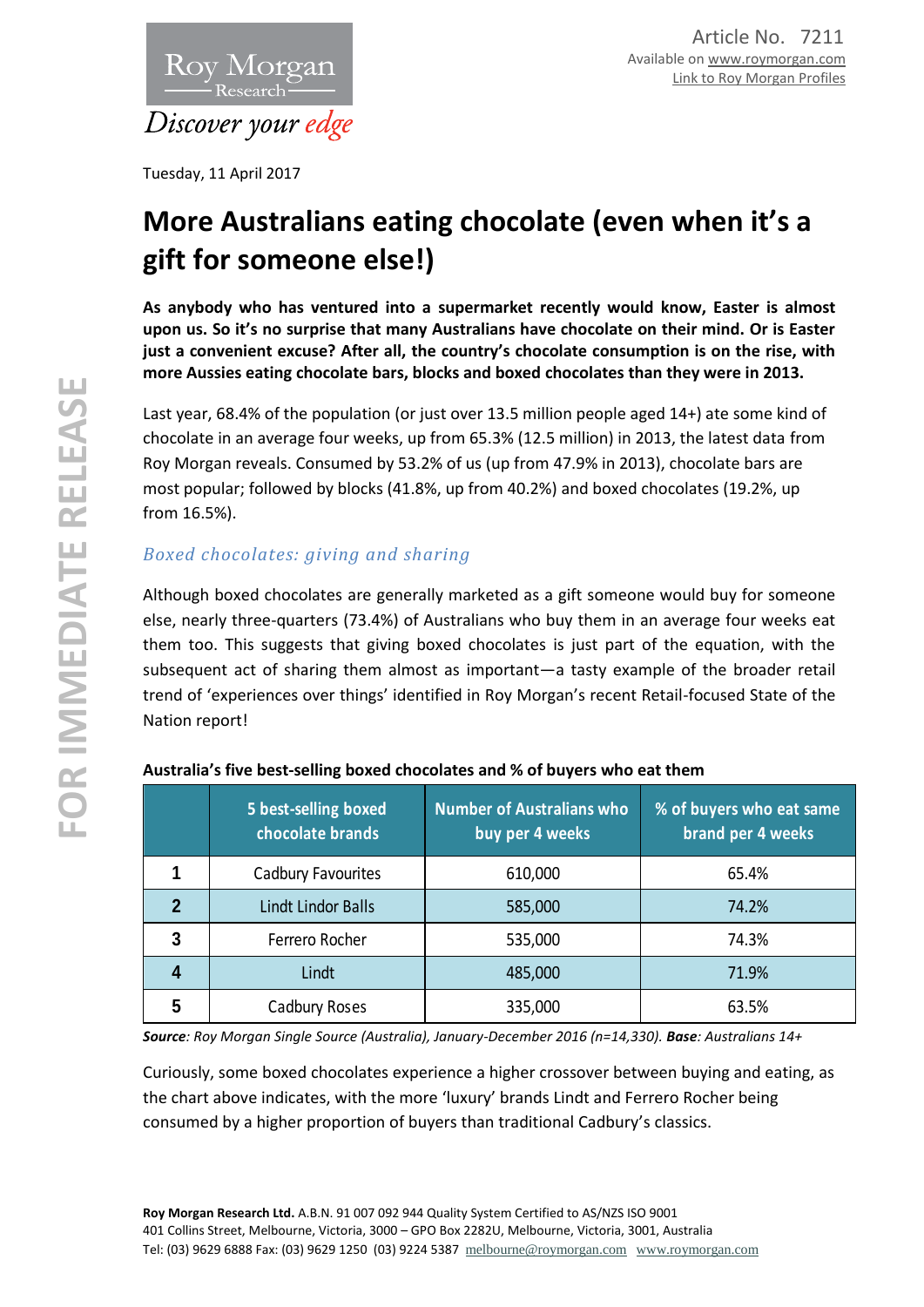Article No. 7211
Available on www.roymorgan.com
Link to Roy Morgan Profiles

Tuesday, 11 April 2017

# More Australians eating chocolate (even when it's a gift for someone else!)

**As anybody who has ventured into a supermarket recently would know, Easter is almost upon us. So it's no surprise that many Australians have chocolate on their mind. Or is Easter just a convenient excuse? After all, the country's chocolate consumption is on the rise, with more Aussies eating chocolate bars, blocks and boxed chocolates than they were in 2013.**

Last year, 68.4% of the population (or just over 13.5 million people aged 14+) ate some kind of chocolate in an average four weeks, up from 65.3% (12.5 million) in 2013, the latest data from Roy Morgan reveals. Consumed by 53.2% of us (up from 47.9% in 2013), chocolate bars are most popular; followed by blocks (41.8%, up from 40.2%) and boxed chocolates (19.2%, up from 16.5%).

## *Boxed chocolates: giving and sharing*

Although boxed chocolates are generally marketed as a gift someone would buy for someone else, nearly three-quarters (73.4%) of Australians who buy them in an average four weeks eat them too. This suggests that giving boxed chocolates is just part of the equation, with the subsequent act of sharing them almost as important—a tasty example of the broader retail trend of 'experiences over things' identified in Roy Morgan's recent Retail-focused State of the Nation report!

**Australia's five best-selling boxed chocolates and % of buyers who eat them**

| | 5 best-selling boxed chocolate brands | Number of Australians who buy per 4 weeks | % of buyers who eat same brand per 4 weeks |
|---|---|---|---|
| **1** | Cadbury Favourites | 610,000 | 65.4% |
| **2** | Lindt Lindor Balls | 585,000 | 74.2% |
| **3** | Ferrero Rocher | 535,000 | 74.3% |
| **4** | Lindt | 485,000 | 71.9% |
| **5** | Cadbury Roses | 335,000 | 63.5% |

***Source**: Roy Morgan Single Source (Australia), January-December 2016 (n=14,330). **Base**: Australians 14+*

Curiously, some boxed chocolates experience a higher crossover between buying and eating, as the chart above indicates, with the more 'luxury' brands Lindt and Ferrero Rocher being consumed by a higher proportion of buyers than traditional Cadbury's classics.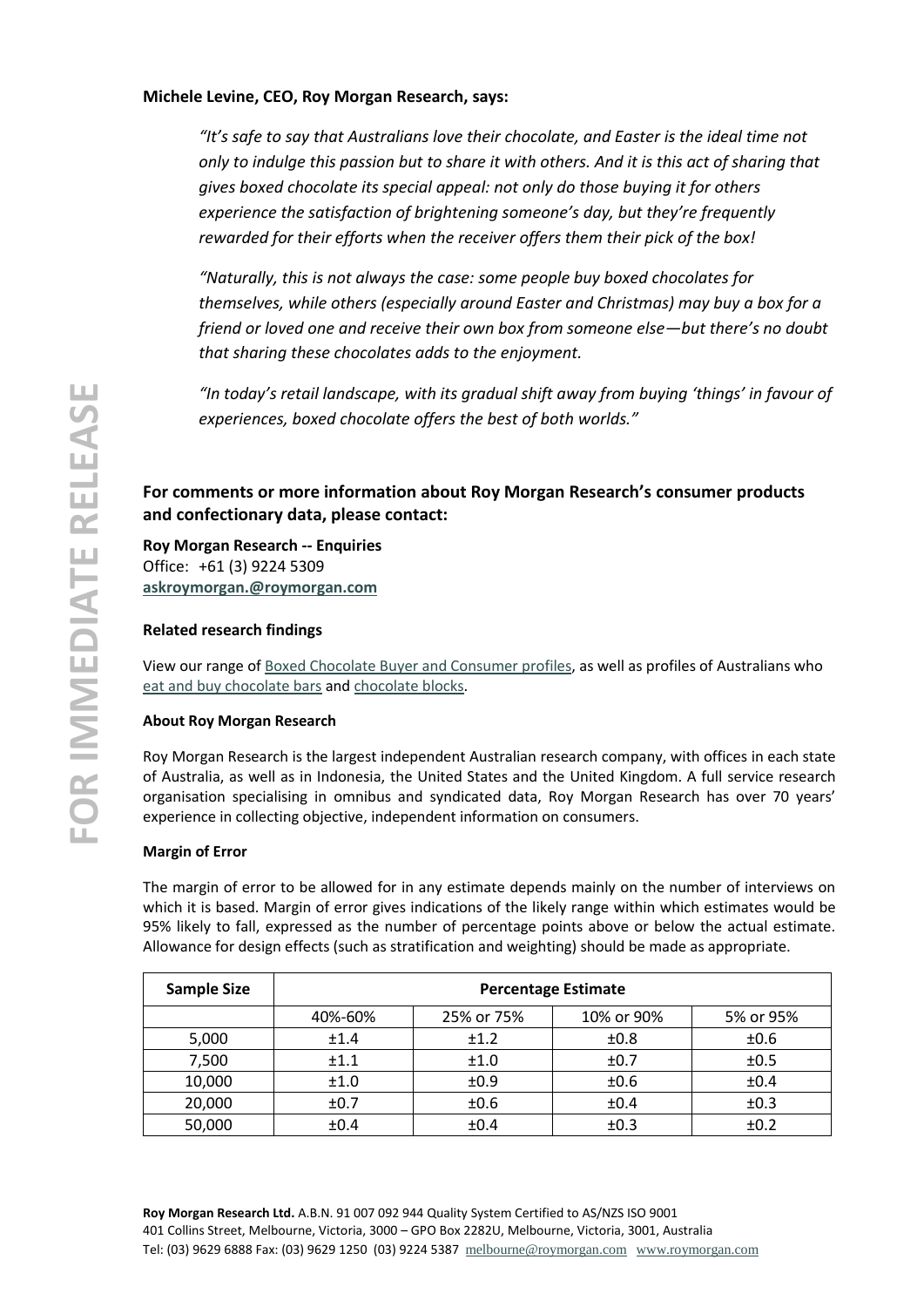**Michele Levine, CEO, Roy Morgan Research, says:**

*"It's safe to say that Australians love their chocolate, and Easter is the ideal time not only to indulge this passion but to share it with others. And it is this act of sharing that gives boxed chocolate its special appeal: not only do those buying it for others experience the satisfaction of brightening someone's day, but they're frequently rewarded for their efforts when the receiver offers them their pick of the box!*

*"Naturally, this is not always the case: some people buy boxed chocolates for themselves, while others (especially around Easter and Christmas) may buy a box for a friend or loved one and receive their own box from someone else—but there's no doubt that sharing these chocolates adds to the enjoyment.*

*"In today's retail landscape, with its gradual shift away from buying 'things' in favour of experiences, boxed chocolate offers the best of both worlds."*

## For comments or more information about Roy Morgan Research's consumer products and confectionary data, please contact:

**Roy Morgan Research -- Enquiries**
Office: +61 (3) 9224 5309
**askroymorgan.@roymorgan.com**

### Related research findings

View our range of Boxed Chocolate Buyer and Consumer profiles, as well as profiles of Australians who eat and buy chocolate bars and chocolate blocks.

#### About Roy Morgan Research

Roy Morgan Research is the largest independent Australian research company, with offices in each state of Australia, as well as in Indonesia, the United States and the United Kingdom. A full service research organisation specialising in omnibus and syndicated data, Roy Morgan Research has over 70 years' experience in collecting objective, independent information on consumers.

#### Margin of Error

The margin of error to be allowed for in any estimate depends mainly on the number of interviews on which it is based. Margin of error gives indications of the likely range within which estimates would be 95% likely to fall, expressed as the number of percentage points above or below the actual estimate. Allowance for design effects (such as stratification and weighting) should be made as appropriate.

| Sample Size | Percentage Estimate | | | |
|---|---|---|---|---|
| | 40%-60% | 25% or 75% | 10% or 90% | 5% or 95% |
| 5,000 | ±1.4 | ±1.2 | ±0.8 | ±0.6 |
| 7,500 | ±1.1 | ±1.0 | ±0.7 | ±0.5 |
| 10,000 | ±1.0 | ±0.9 | ±0.6 | ±0.4 |
| 20,000 | ±0.7 | ±0.6 | ±0.4 | ±0.3 |
| 50,000 | ±0.4 | ±0.4 | ±0.3 | ±0.2 |